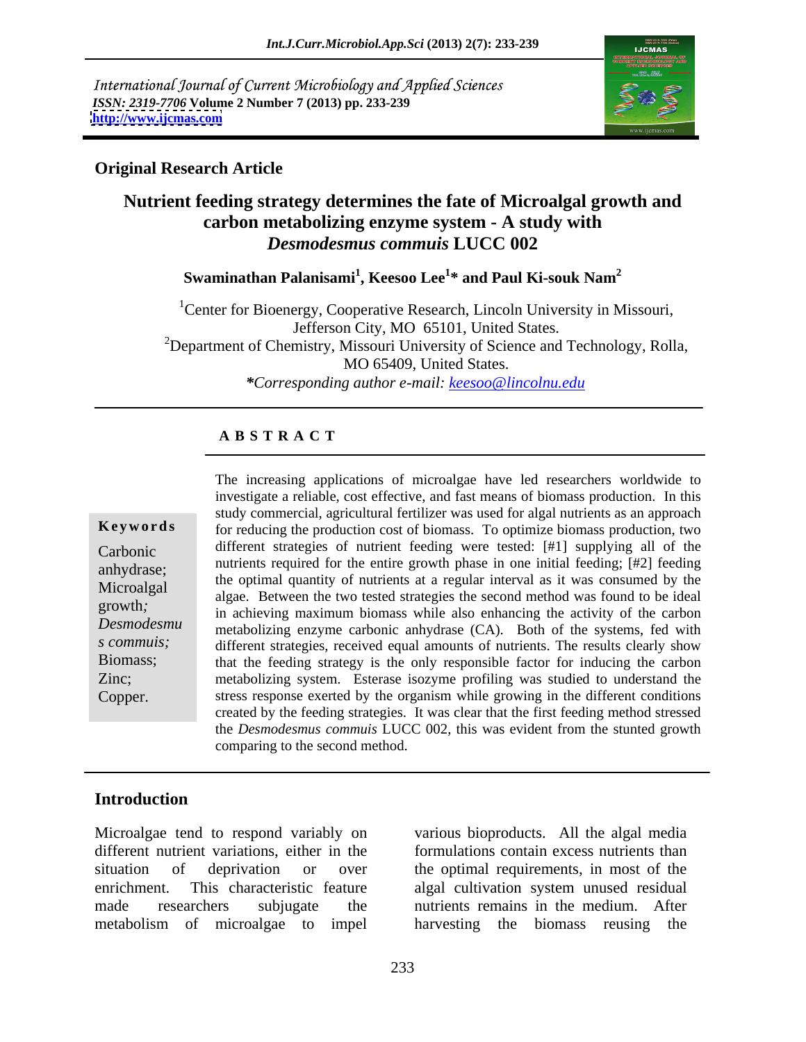International Journal of Current Microbiology and Applied Sciences
*ISSN: 2319-7706* **Volume 2 Number 7 (2013) pp. 233-239**
**http://www.ijcmas.com**

**Original Research Article**

# Nutrient feeding strategy determines the fate of Microalgal growth and carbon metabolizing enzyme system - A study with *Desmodesmus commuis* LUCC 002

**Swaminathan Palanisami[1], Keesoo Lee[1]* and Paul Ki-souk Nam[2]**

[1]Center for Bioenergy, Cooperative Research, Lincoln University in Missouri, Jefferson City, MO 65101, United States.
[2]Department of Chemistry, Missouri University of Science and Technology, Rolla, MO 65409, United States.
**\***Corresponding author e-mail: keesoo@lincolnu.edu

## A B S T R A C T

**Keywords**

Carbonic anhydrase; Microalgal growth; *Desmodesmus commuis;* Biomass; Zinc; Copper.

The increasing applications of microalgae have led researchers worldwide to investigate a reliable, cost effective, and fast means of biomass production. In this study commercial, agricultural fertilizer was used for algal nutrients as an approach for reducing the production cost of biomass. To optimize biomass production, two different strategies of nutrient feeding were tested: [#1] supplying all of the nutrients required for the entire growth phase in one initial feeding; [#2] feeding the optimal quantity of nutrients at a regular interval as it was consumed by the algae. Between the two tested strategies the second method was found to be ideal in achieving maximum biomass while also enhancing the activity of the carbon metabolizing enzyme carbonic anhydrase (CA). Both of the systems, fed with different strategies, received equal amounts of nutrients. The results clearly show that the feeding strategy is the only responsible factor for inducing the carbon metabolizing system. Esterase isozyme profiling was studied to understand the stress response exerted by the organism while growing in the different conditions created by the feeding strategies. It was clear that the first feeding method stressed the *Desmodesmus commuis* LUCC 002, this was evident from the stunted growth comparing to the second method.

## Introduction

Microalgae tend to respond variably on different nutrient variations, either in the situation of deprivation or over enrichment. This characteristic feature made researchers subjugate the metabolism of microalgae to impel various bioproducts. All the algal media formulations contain excess nutrients than the optimal requirements, in most of the algal cultivation system unused residual nutrients remains in the medium. After harvesting the biomass reusing the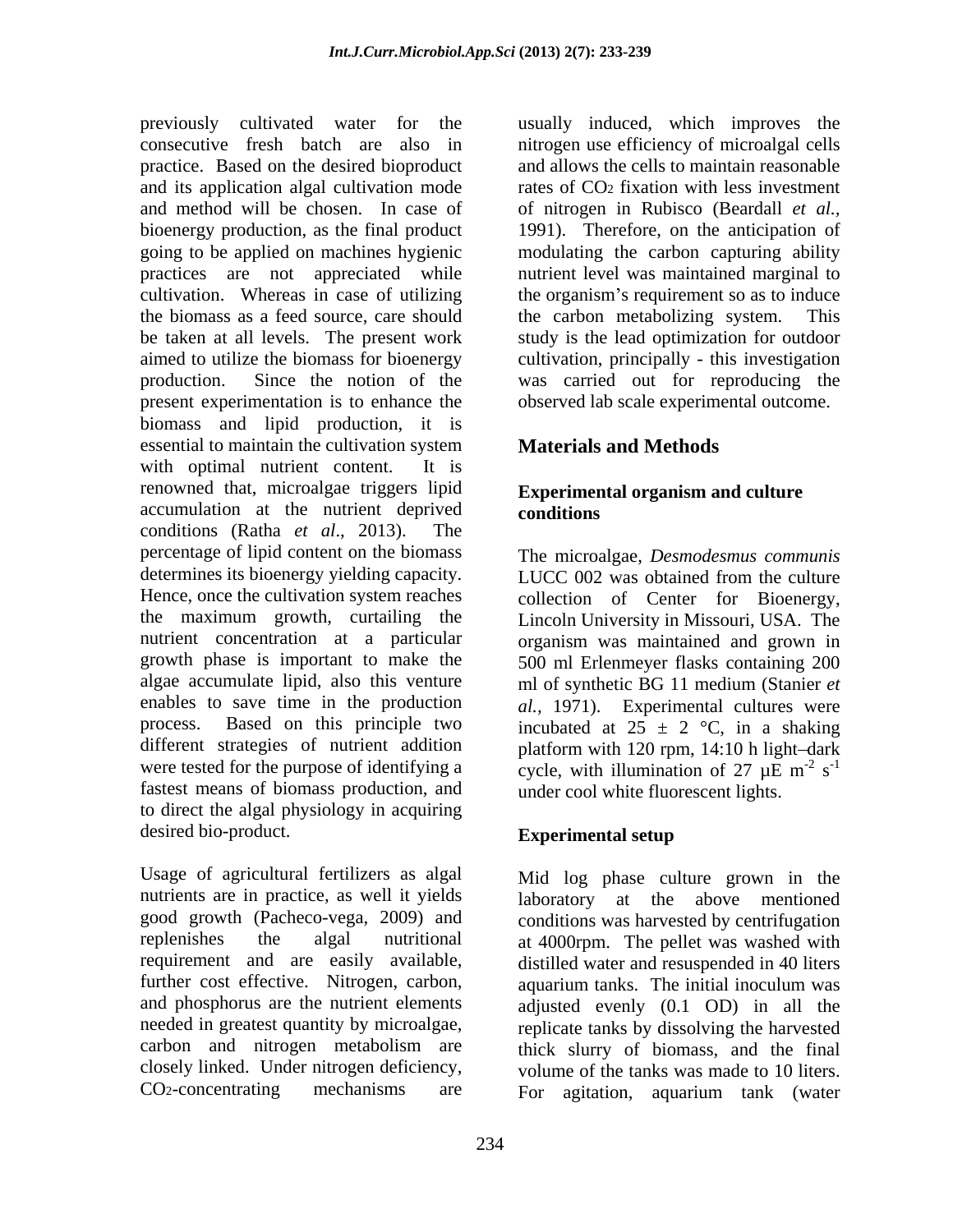previously cultivated water for the consecutive fresh batch are also in practice. Based on the desired bioproduct and its application algal cultivation mode and method will be chosen. In case of bioenergy production, as the final product going to be applied on machines hygienic practices are not appreciated while cultivation. Whereas in case of utilizing the biomass as a feed source, care should be taken at all levels. The present work aimed to utilize the biomass for bioenergy production. Since the notion of the present experimentation is to enhance the biomass and lipid production, it is essential to maintain the cultivation system with optimal nutrient content. It is renowned that, microalgae triggers lipid accumulation at the nutrient deprived conditions (Ratha *et al*., 2013). The percentage of lipid content on the biomass determines its bioenergy yielding capacity. Hence, once the cultivation system reaches the maximum growth, curtailing the nutrient concentration at a particular growth phase is important to make the algae accumulate lipid, also this venture enables to save time in the production process. Based on this principle two different strategies of nutrient addition were tested for the purpose of identifying a fastest means of biomass production, and to direct the algal physiology in acquiring desired bio-product.

Usage of agricultural fertilizers as algal nutrients are in practice, as well it yields good growth (Pacheco-vega, 2009) and replenishes the algal nutritional requirement and are easily available, further cost effective. Nitrogen, carbon, and phosphorus are the nutrient elements needed in greatest quantity by microalgae, carbon and nitrogen metabolism are closely linked. Under nitrogen deficiency, $CO_2$-concentrating mechanisms are usually induced, which improves the nitrogen use efficiency of microalgal cells and allows the cells to maintain reasonable rates of $CO_2$ fixation with less investment of nitrogen in Rubisco (Beardall *et al.*, 1991). Therefore, on the anticipation of modulating the carbon capturing ability nutrient level was maintained marginal to the organism's requirement so as to induce the carbon metabolizing system. This study is the lead optimization for outdoor cultivation, principally - this investigation was carried out for reproducing the observed lab scale experimental outcome.

## Materials and Methods

### Experimental organism and culture conditions

The microalgae, *Desmodesmus communis* LUCC 002 was obtained from the culture collection of Center for Bioenergy, Lincoln University in Missouri, USA. The organism was maintained and grown in 500 ml Erlenmeyer flasks containing 200 ml of synthetic BG 11 medium (Stanier *et al.,* 1971). Experimental cultures were incubated at 25 ± 2 °C, in a shaking platform with 120 rpm, 14:10 h light–dark cycle, with illumination of 27 µE $m^{-2}$ $s^{-1}$ under cool white fluorescent lights.

### Experimental setup

Mid log phase culture grown in the laboratory at the above mentioned conditions was harvested by centrifugation at 4000rpm. The pellet was washed with distilled water and resuspended in 40 liters aquarium tanks. The initial inoculum was adjusted evenly (0.1 OD) in all the replicate tanks by dissolving the harvested thick slurry of biomass, and the final volume of the tanks was made to 10 liters. For agitation, aquarium tank (water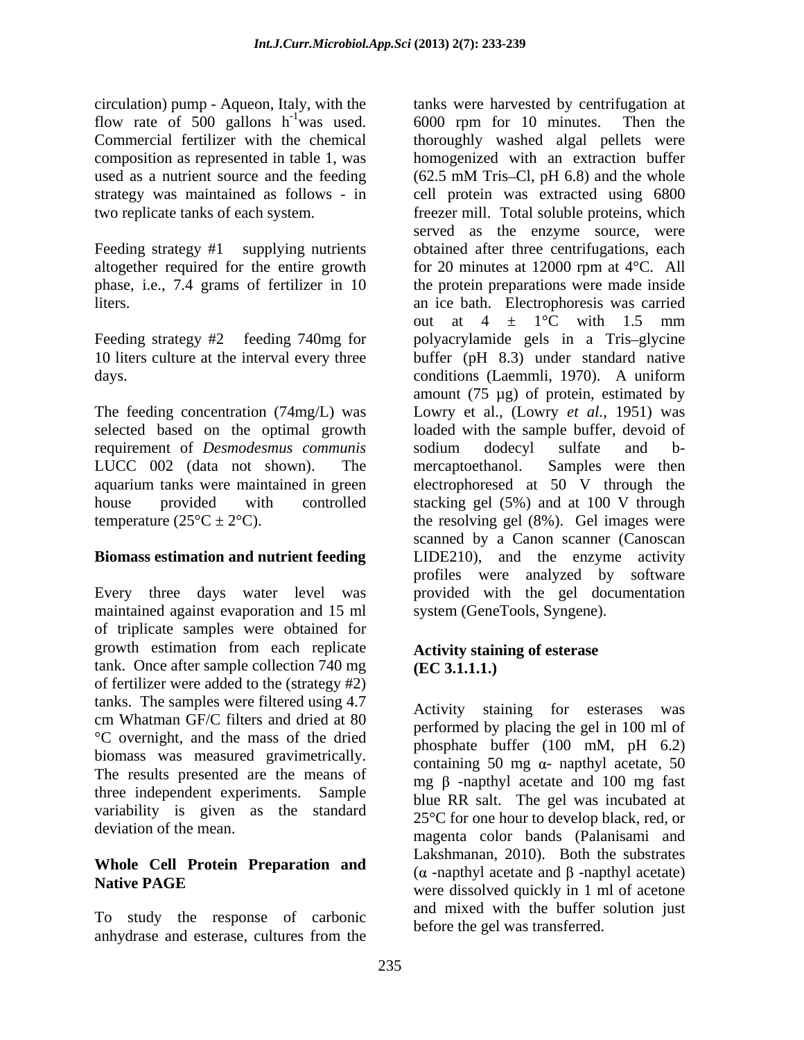circulation) pump - Aqueon, Italy, with the flow rate of 500 gallons $h^{-1}$was used. Commercial fertilizer with the chemical composition as represented in table 1, was used as a nutrient source and the feeding strategy was maintained as follows - in two replicate tanks of each system.

Feeding strategy #1 supplying nutrients altogether required for the entire growth phase, i.e., 7.4 grams of fertilizer in 10 liters.

Feeding strategy #2 feeding 740mg for 10 liters culture at the interval every three days.

The feeding concentration (74mg/L) was selected based on the optimal growth requirement of *Desmodesmus communis* LUCC 002 (data not shown). The aquarium tanks were maintained in green house provided with controlled temperature (25°C ± 2°C).

**Biomass estimation and nutrient feeding**

Every three days water level was maintained against evaporation and 15 ml of triplicate samples were obtained for growth estimation from each replicate tank. Once after sample collection 740 mg of fertilizer were added to the (strategy #2) tanks. The samples were filtered using 4.7 cm Whatman GF/C filters and dried at 80 °C overnight, and the mass of the dried biomass was measured gravimetrically. The results presented are the means of three independent experiments. Sample variability is given as the standard deviation of the mean.

**Whole Cell Protein Preparation and Native PAGE**

To study the response of carbonic anhydrase and esterase, cultures from the tanks were harvested by centrifugation at 6000 rpm for 10 minutes. Then the thoroughly washed algal pellets were homogenized with an extraction buffer (62.5 mM Tris–Cl, pH 6.8) and the whole cell protein was extracted using 6800 freezer mill. Total soluble proteins, which served as the enzyme source, were obtained after three centrifugations, each for 20 minutes at 12000 rpm at 4°C. All the protein preparations were made inside an ice bath. Electrophoresis was carried out at 4 ± 1°C with 1.5 mm polyacrylamide gels in a Tris–glycine buffer (pH 8.3) under standard native conditions (Laemmli, 1970). A uniform amount (75 µg) of protein, estimated by Lowry et al., (Lowry *et al.*, 1951) was loaded with the sample buffer, devoid of sodium dodecyl sulfate and b-mercaptoethanol. Samples were then electrophoresed at 50 V through the stacking gel (5%) and at 100 V through the resolving gel (8%). Gel images were scanned by a Canon scanner (Canoscan LIDE210), and the enzyme activity profiles were analyzed by software provided with the gel documentation system (GeneTools, Syngene).

**Activity staining of esterase (EC 3.1.1.1.)**

Activity staining for esterases was performed by placing the gel in 100 ml of phosphate buffer (100 mM, pH 6.2) containing 50 mg $\alpha$- napthyl acetate, 50 mg $\beta$ -napthyl acetate and 100 mg fast blue RR salt. The gel was incubated at 25°C for one hour to develop black, red, or magenta color bands (Palanisami and Lakshmanan, 2010). Both the substrates ($\alpha$ -napthyl acetate and $\beta$ -napthyl acetate) were dissolved quickly in 1 ml of acetone and mixed with the buffer solution just before the gel was transferred.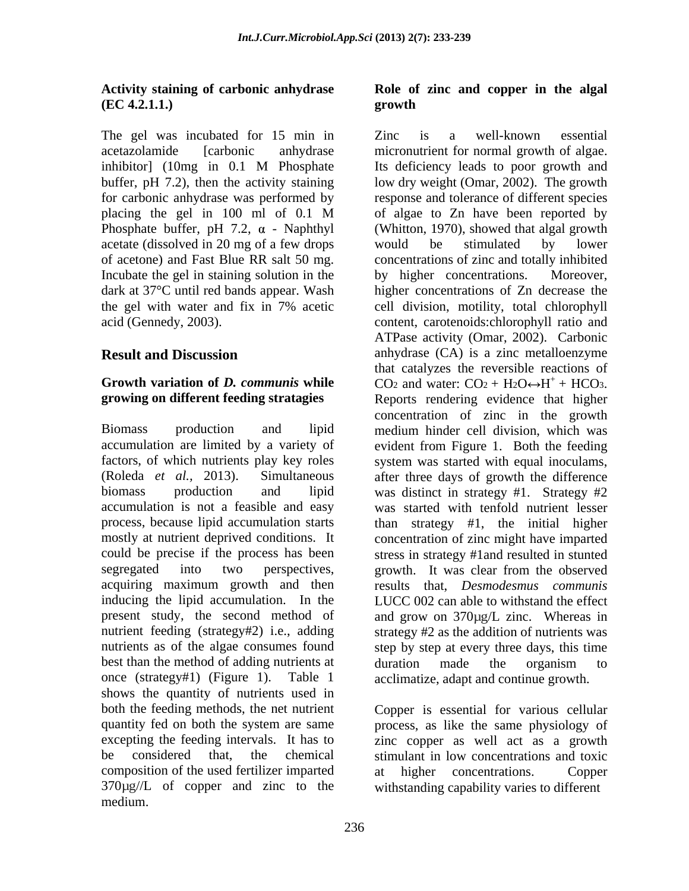### Activity staining of carbonic anhydrase (EC 4.2.1.1.)

The gel was incubated for 15 min in acetazolamide [carbonic anhydrase inhibitor] (10mg in 0.1 M Phosphate buffer, pH 7.2), then the activity staining for carbonic anhydrase was performed by placing the gel in 100 ml of 0.1 M Phosphate buffer, pH 7.2, α - Naphthyl acetate (dissolved in 20 mg of a few drops of acetone) and Fast Blue RR salt 50 mg. Incubate the gel in staining solution in the dark at 37°C until red bands appear. Wash the gel with water and fix in 7% acetic acid (Gennedy, 2003).

## Result and Discussion

### Growth variation of *D. communis* while growing on different feeding stratagies

Biomass production and lipid accumulation are limited by a variety of factors, of which nutrients play key roles (Roleda *et al.,* 2013). Simultaneous biomass production and lipid accumulation is not a feasible and easy process, because lipid accumulation starts mostly at nutrient deprived conditions. It could be precise if the process has been segregated into two perspectives, acquiring maximum growth and then inducing the lipid accumulation. In the present study, the second method of nutrient feeding (strategy#2) i.e., adding nutrients as of the algae consumes found best than the method of adding nutrients at once (strategy#1) (Figure 1). Table 1 shows the quantity of nutrients used in both the feeding methods, the net nutrient quantity fed on both the system are same excepting the feeding intervals. It has to be considered that, the chemical composition of the used fertilizer imparted 370μg//L of copper and zinc to the medium.

### Role of zinc and copper in the algal growth

Zinc is a well-known essential micronutrient for normal growth of algae. Its deficiency leads to poor growth and low dry weight (Omar, 2002). The growth response and tolerance of different species of algae to Zn have been reported by (Whitton, 1970), showed that algal growth would be stimulated by lower concentrations of zinc and totally inhibited by higher concentrations. Moreover, higher concentrations of Zn decrease the cell division, motility, total chlorophyll content, carotenoids:chlorophyll ratio and ATPase activity (Omar, 2002). Carbonic anhydrase (CA) is a zinc metalloenzyme that catalyzes the reversible reactions of $CO_2$ and water: $CO_2 + H_2O \leftrightarrow H^+ + HCO_3$. Reports rendering evidence that higher concentration of zinc in the growth medium hinder cell division, which was evident from Figure 1. Both the feeding system was started with equal inoculams, after three days of growth the difference was distinct in strategy #1. Strategy #2 was started with tenfold nutrient lesser than strategy #1, the initial higher concentration of zinc might have imparted stress in strategy #1and resulted in stunted growth. It was clear from the observed results that, *Desmodesmus communis* LUCC 002 can able to withstand the effect and grow on 370μg/L zinc. Whereas in strategy #2 as the addition of nutrients was step by step at every three days, this time duration made the organism to acclimatize, adapt and continue growth.

Copper is essential for various cellular process, as like the same physiology of zinc copper as well act as a growth stimulant in low concentrations and toxic at higher concentrations. Copper withstanding capability varies to different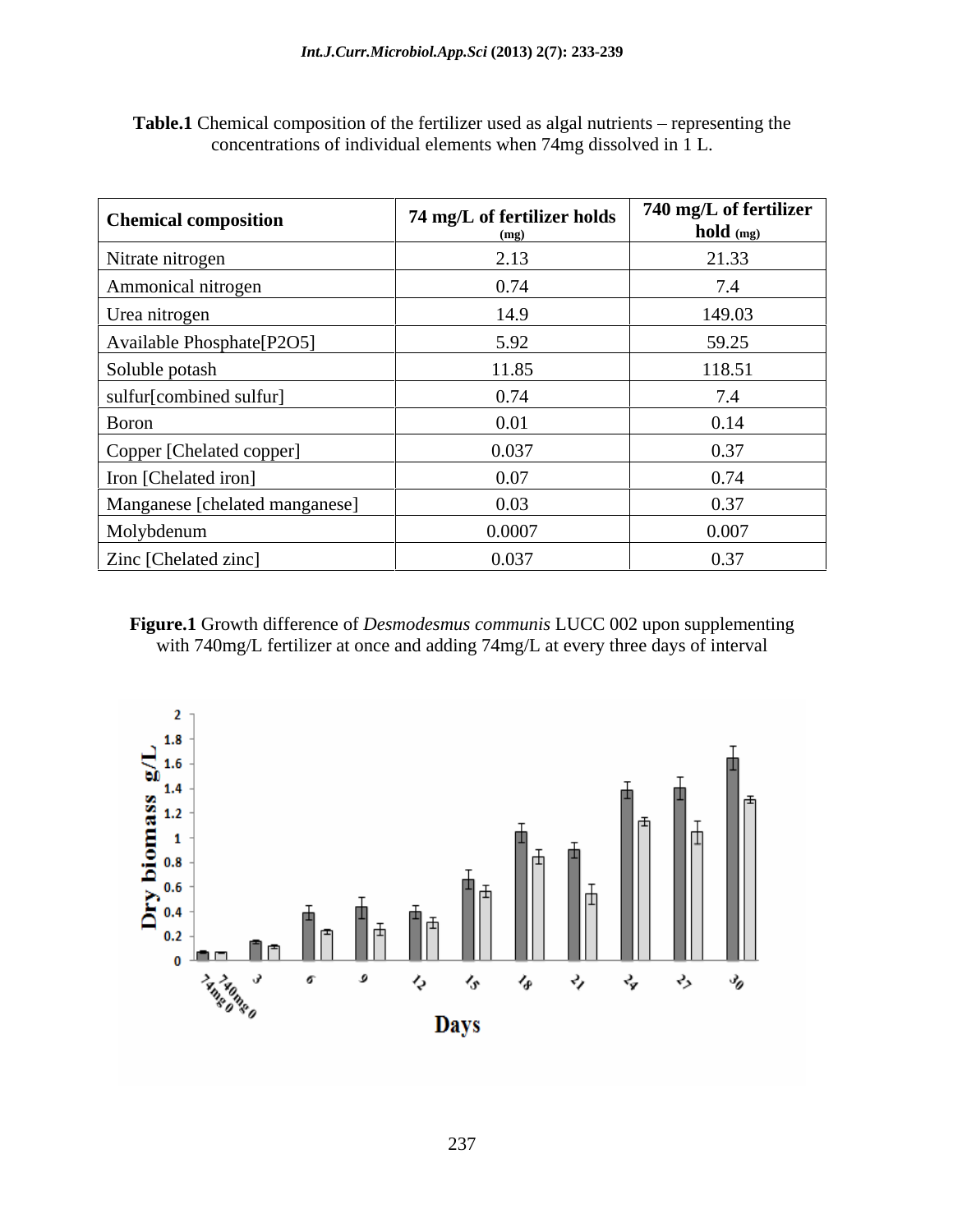**Table.1** Chemical composition of the fertilizer used as algal nutrients – representing the concentrations of individual elements when 74mg dissolved in 1 L.

| Chemical composition | 74 mg/L of fertilizer holds (mg) | 740 mg/L of fertilizer hold (mg) |
|---|---|---|
| Nitrate nitrogen | 2.13 | 21.33 |
| Ammonical nitrogen | 0.74 | 7.4 |
| Urea nitrogen | 14.9 | 149.03 |
| Available Phosphate[P2O5] | 5.92 | 59.25 |
| Soluble potash | 11.85 | 118.51 |
| sulfur[combined sulfur] | 0.74 | 7.4 |
| Boron | 0.01 | 0.14 |
| Copper [Chelated copper] | 0.037 | 0.37 |
| Iron [Chelated iron] | 0.07 | 0.74 |
| Manganese [chelated manganese] | 0.03 | 0.37 |
| Molybdenum | 0.0007 | 0.007 |
| Zinc [Chelated zinc] | 0.037 | 0.37 |

**Figure.1** Growth difference of *Desmodesmus communis* LUCC 002 upon supplementing with 740mg/L fertilizer at once and adding 74mg/L at every three days of interval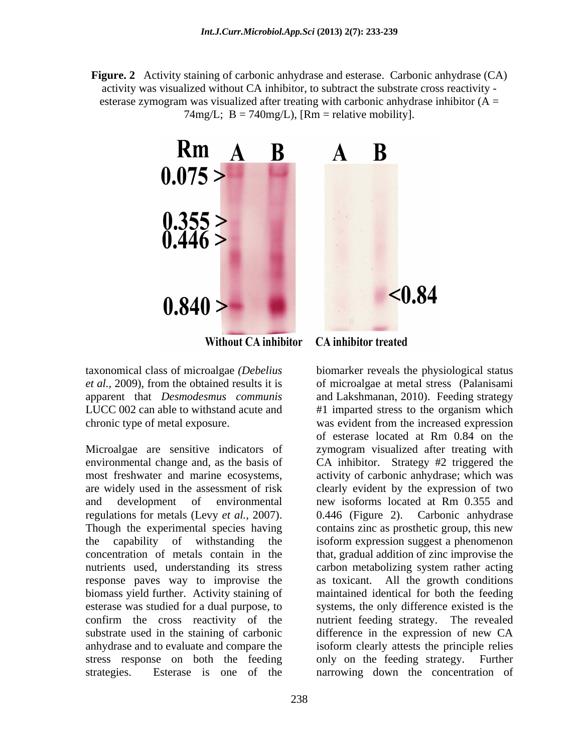**Figure. 2** Activity staining of carbonic anhydrase and esterase. Carbonic anhydrase (CA) activity was visualized without CA inhibitor, to subtract the substrate cross reactivity - esterase zymogram was visualized after treating with carbonic anhydrase inhibitor (A = 74mg/L; B = 740mg/L), [Rm = relative mobility].

taxonomical class of microalgae *(Debelius et al.,* 2009), from the obtained results it is apparent that *Desmodesmus communis* LUCC 002 can able to withstand acute and chronic type of metal exposure.

Microalgae are sensitive indicators of environmental change and, as the basis of most freshwater and marine ecosystems, are widely used in the assessment of risk and development of environmental regulations for metals (Levy *et al.,* 2007). Though the experimental species having the capability of withstanding the concentration of metals contain in the nutrients used, understanding its stress response paves way to improvise the biomass yield further. Activity staining of esterase was studied for a dual purpose, to confirm the cross reactivity of the substrate used in the staining of carbonic anhydrase and to evaluate and compare the stress response on both the feeding strategies. Esterase is one of the biomarker reveals the physiological status of microalgae at metal stress (Palanisami and Lakshmanan, 2010). Feeding strategy #1 imparted stress to the organism which was evident from the increased expression of esterase located at Rm 0.84 on the zymogram visualized after treating with CA inhibitor. Strategy #2 triggered the activity of carbonic anhydrase; which was clearly evident by the expression of two new isoforms located at Rm 0.355 and 0.446 (Figure 2). Carbonic anhydrase contains zinc as prosthetic group, this new isoform expression suggest a phenomenon that, gradual addition of zinc improvise the carbon metabolizing system rather acting as toxicant. All the growth conditions maintained identical for both the feeding systems, the only difference existed is the nutrient feeding strategy. The revealed difference in the expression of new CA isoform clearly attests the principle relies only on the feeding strategy. Further narrowing down the concentration of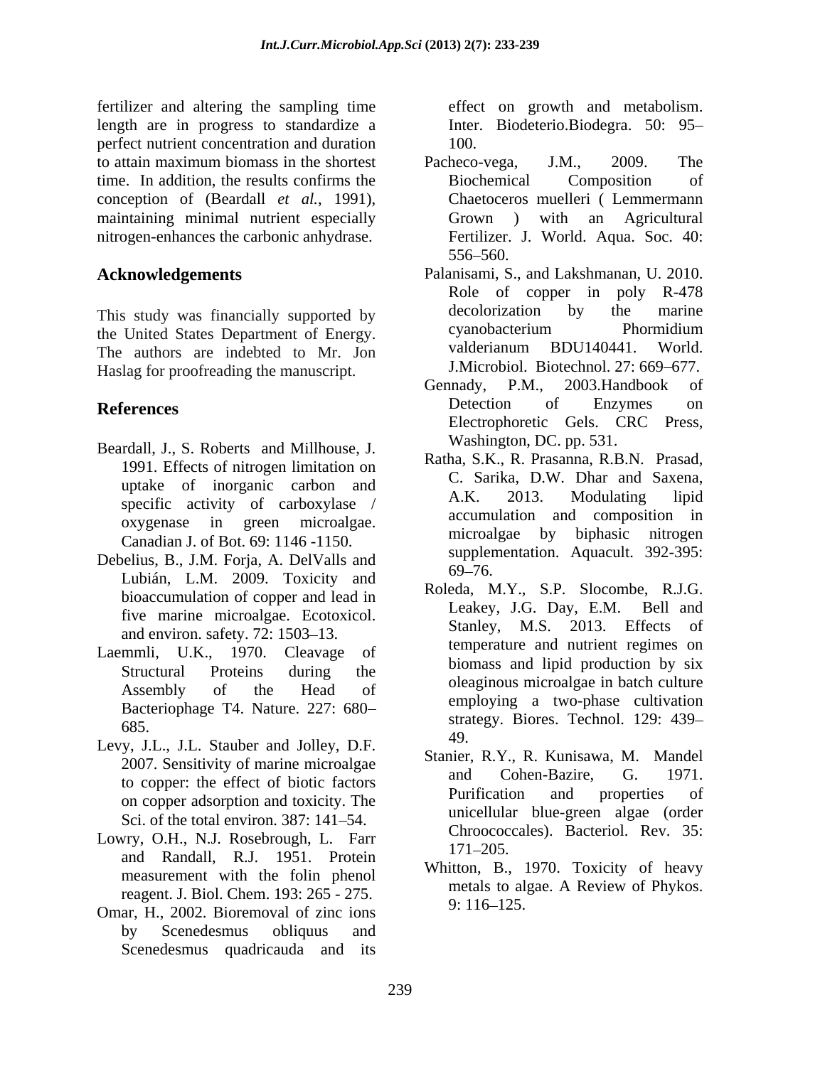fertilizer and altering the sampling time length are in progress to standardize a perfect nutrient concentration and duration to attain maximum biomass in the shortest time. In addition, the results confirms the conception of (Beardall *et al.*, 1991), maintaining minimal nutrient especially nitrogen-enhances the carbonic anhydrase.

## Acknowledgements

This study was financially supported by the United States Department of Energy. The authors are indebted to Mr. Jon Haslag for proofreading the manuscript.

## References

Beardall, J., S. Roberts and Millhouse, J. 1991. Effects of nitrogen limitation on uptake of inorganic carbon and specific activity of carboxylase / oxygenase in green microalgae. Canadian J. of Bot. 69: 1146 -1150.

Debelius, B., J.M. Forja, A. DelValls and Lubián, L.M. 2009. Toxicity and bioaccumulation of copper and lead in five marine microalgae. Ecotoxicol. and environ. safety. 72: 1503–13.

Laemmli, U.K., 1970. Cleavage of Structural Proteins during the Assembly of the Head of Bacteriophage T4. Nature. 227: 680–685.

Levy, J.L., J.L. Stauber and Jolley, D.F. 2007. Sensitivity of marine microalgae to copper: the effect of biotic factors on copper adsorption and toxicity. The Sci. of the total environ. 387: 141–54.

Lowry, O.H., N.J. Rosebrough, L. Farr and Randall, R.J. 1951. Protein measurement with the folin phenol reagent. J. Biol. Chem. 193: 265 - 275.

Omar, H., 2002. Bioremoval of zinc ions by Scenedesmus obliquus and Scenedesmus quadricauda and its effect on growth and metabolism. Inter. Biodeterio.Biodegra. 50: 95–100.

Pacheco-vega, J.M., 2009. The Biochemical Composition of Chaetoceros muelleri ( Lemmermann Grown ) with an Agricultural Fertilizer. J. World. Aqua. Soc. 40: 556–560.

Palanisami, S., and Lakshmanan, U. 2010. Role of copper in poly R-478 decolorization by the marine cyanobacterium Phormidium valderianum BDU140441. World. J.Microbiol. Biotechnol. 27: 669–677.

Gennady, P.M., 2003.Handbook of Detection of Enzymes on Electrophoretic Gels. CRC Press, Washington, DC. pp. 531.

Ratha, S.K., R. Prasanna, R.B.N. Prasad, C. Sarika, D.W. Dhar and Saxena, A.K. 2013. Modulating lipid accumulation and composition in microalgae by biphasic nitrogen supplementation. Aquacult. 392-395: 69–76.

Roleda, M.Y., S.P. Slocombe, R.J.G. Leakey, J.G. Day, E.M. Bell and Stanley, M.S. 2013. Effects of temperature and nutrient regimes on biomass and lipid production by six oleaginous microalgae in batch culture employing a two-phase cultivation strategy. Biores. Technol. 129: 439–49.

Stanier, R.Y., R. Kunisawa, M. Mandel and Cohen-Bazire, G. 1971. Purification and properties of unicellular blue-green algae (order Chroococcales). Bacteriol. Rev. 35: 171–205.

Whitton, B., 1970. Toxicity of heavy metals to algae. A Review of Phykos. 9: 116–125.